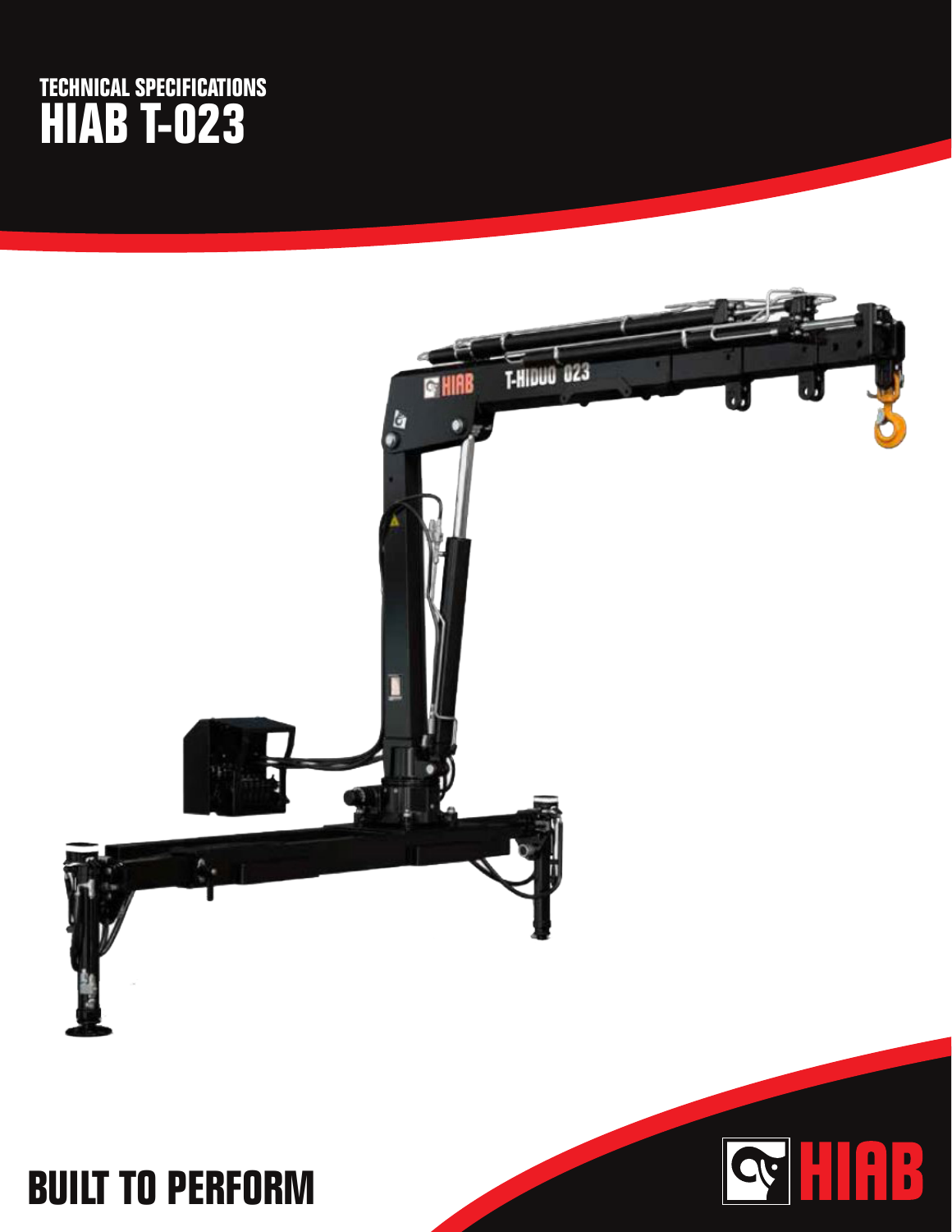# TECHNICAL SPECIFICATIONS
# HIAB T-023

BUILT TO PERFORM

HIAB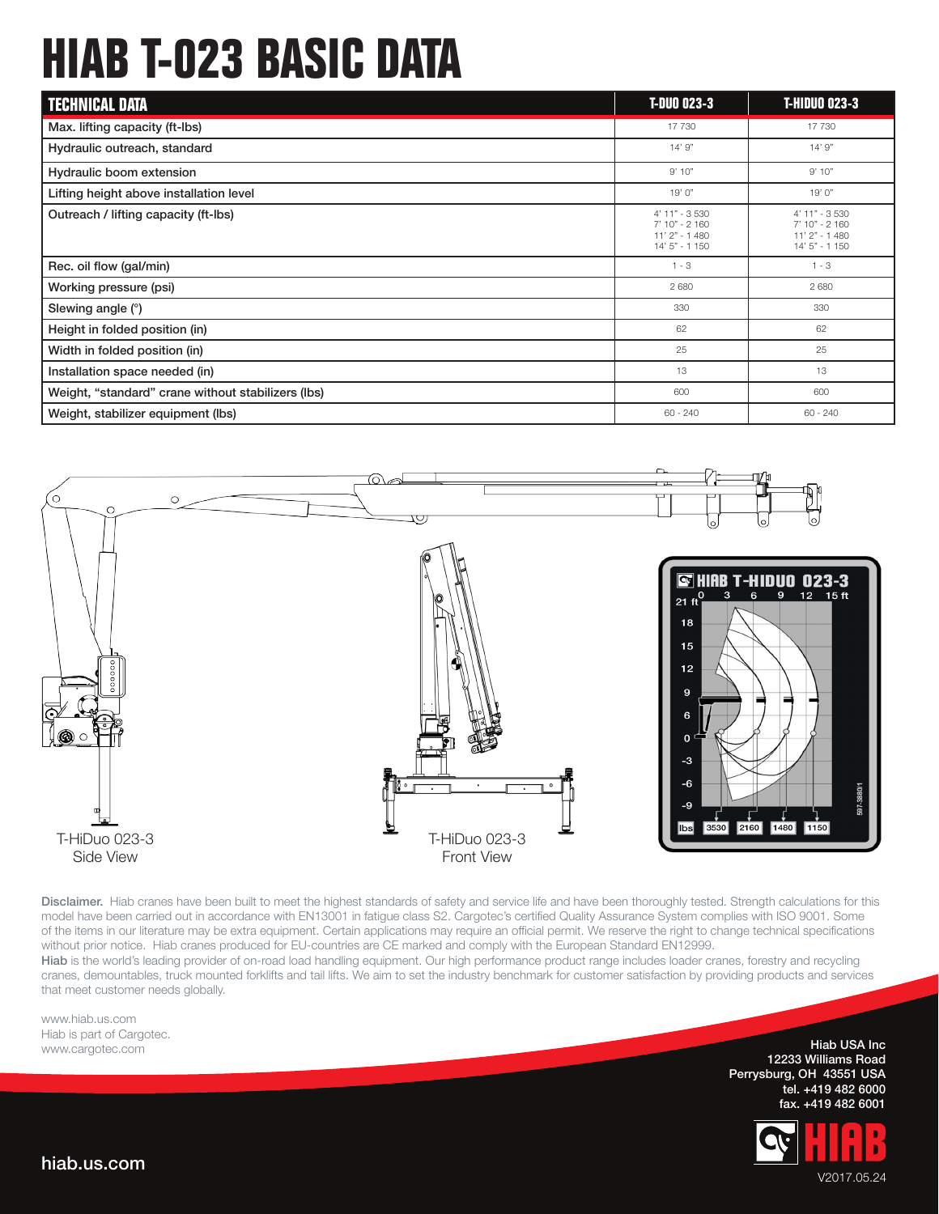# HIAB T-023 BASIC DATA

| TECHNICAL DATA | T-DUO 023-3 | T-HIDUO 023-3 |
|---|---|---|
| Max. lifting capacity (ft-lbs) | 17 730 | 17 730 |
| Hydraulic outreach, standard | 14' 9" | 14' 9" |
| Hydraulic boom extension | 9' 10" | 9' 10" |
| Lifting height above installation level | 19' 0" | 19' 0" |
| Outreach / lifting capacity (ft-lbs) | 4' 11" - 3 530<br>7' 10" - 2 160<br>11' 2" - 1 480<br>14' 5" - 1 150 | 4' 11" - 3 530<br>7' 10" - 2 160<br>11' 2" - 1 480<br>14' 5" - 1 150 |
| Rec. oil flow (gal/min) | 1 - 3 | 1 - 3 |
| Working pressure (psi) | 2 680 | 2 680 |
| Slewing angle (°) | 330 | 330 |
| Height in folded position (in) | 62 | 62 |
| Width in folded position (in) | 25 | 25 |
| Installation space needed (in) | 13 | 13 |
| Weight, "standard" crane without stabilizers (lbs) | 600 | 600 |
| Weight, stabilizer equipment (lbs) | 60 - 240 | 60 - 240 |

T-HiDuo 023-3
Side View

T-HiDuo 023-3
Front View

HIAB T-HIDUO 023-3

21 ft 0 3 6 9 12 15 ft

18
15
12
9
6
0
-3
-6
-9

lbs 3530 2160 1480 1150

597-3880/1

**Disclaimer.** Hiab cranes have been built to meet the highest standards of safety and service life and have been thoroughly tested. Strength calculations for this model have been carried out in accordance with EN13001 in fatigue class S2. Cargotec's certified Quality Assurance System complies with ISO 9001. Some of the items in our literature may be extra equipment. Certain applications may require an official permit. We reserve the right to change technical specifications without prior notice. Hiab cranes produced for EU-countries are CE marked and comply with the European Standard EN12999.

**Hiab** is the world's leading provider of on-road load handling equipment. Our high performance product range includes loader cranes, forestry and recycling cranes, demountables, truck mounted forklifts and tail lifts. We aim to set the industry benchmark for customer satisfaction by providing products and services that meet customer needs globally.

www.hiab.us.com
Hiab is part of Cargotec.
www.cargotec.com

Hiab USA Inc
12233 Williams Road
Perrysburg, OH 43551 USA
tel. +419 482 6000
fax. +419 482 6001

hiab.us.com

V2017.05.24